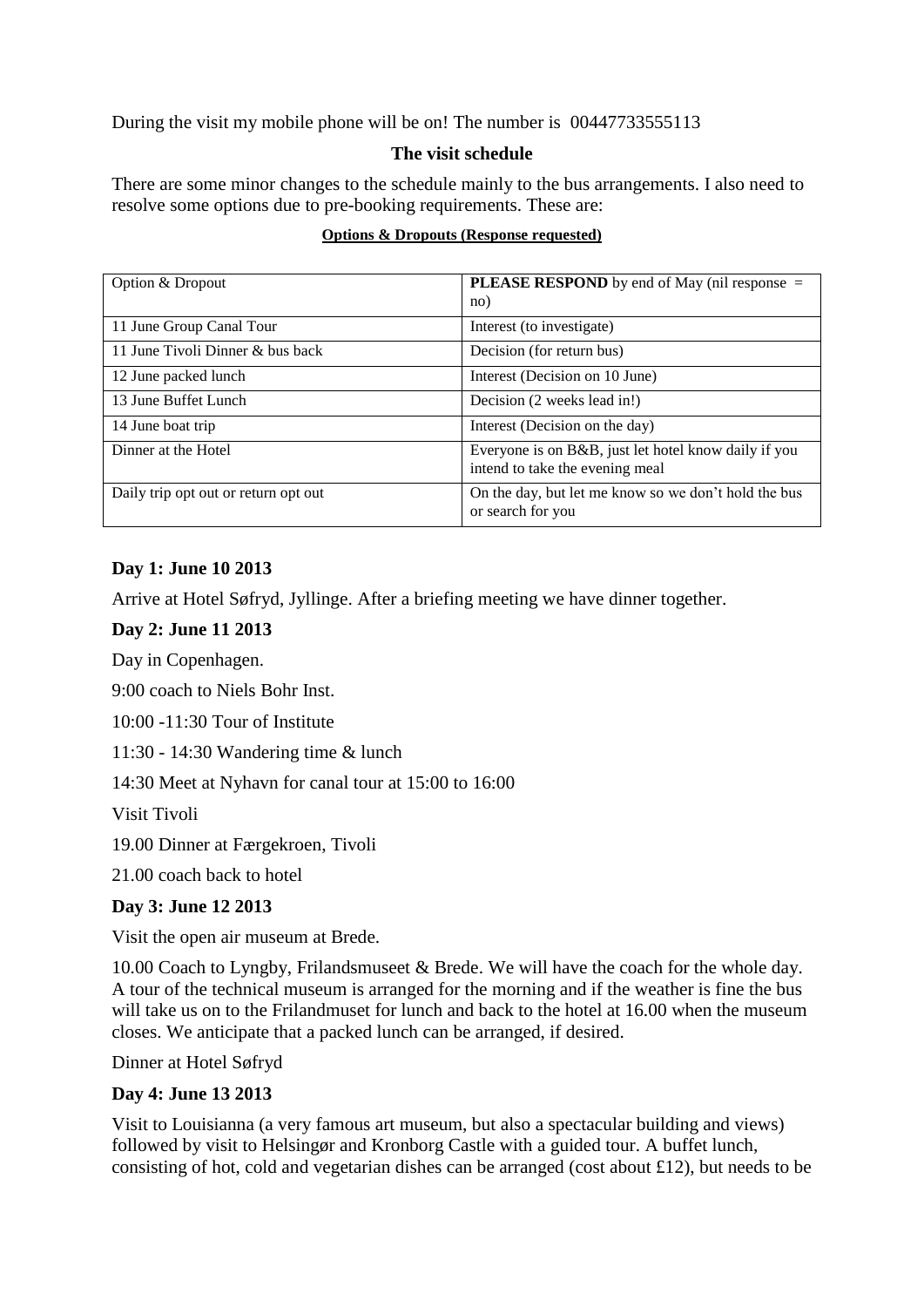During the visit my mobile phone will be on! The number is 00447733555113

### The visit schedule

There are some minor changes to the schedule mainly to the bus arrangements. I also need to resolve some options due to pre-booking requirements. These are:

**Options & Dropouts (Response requested)**

| Option & Dropout | **PLEASE RESPOND** by end of May (nil response = no) |
|---|---|
| 11 June Group Canal Tour | Interest (to investigate) |
| 11 June Tivoli Dinner & bus back | Decision (for return bus) |
| 12 June packed lunch | Interest (Decision on 10 June) |
| 13 June Buffet Lunch | Decision (2 weeks lead in!) |
| 14 June boat trip | Interest (Decision on the day) |
| Dinner at the Hotel | Everyone is on B&B, just let hotel know daily if you intend to take the evening meal |
| Daily trip opt out or return opt out | On the day, but let me know so we don't hold the bus or search for you |

**Day 1: June 10 2013**

Arrive at Hotel Søfryd, Jyllinge. After a briefing meeting we have dinner together.

**Day 2: June 11 2013**

Day in Copenhagen.

9:00 coach to Niels Bohr Inst.

10:00 -11:30 Tour of Institute

11:30 - 14:30 Wandering time & lunch

14:30 Meet at Nyhavn for canal tour at 15:00 to 16:00

Visit Tivoli

19.00 Dinner at Færgekroen, Tivoli

21.00 coach back to hotel

**Day 3: June 12 2013**

Visit the open air museum at Brede.

10.00 Coach to Lyngby, Frilandsmuseet & Brede. We will have the coach for the whole day. A tour of the technical museum is arranged for the morning and if the weather is fine the bus will take us on to the Frilandmuset for lunch and back to the hotel at 16.00 when the museum closes. We anticipate that a packed lunch can be arranged, if desired.

Dinner at Hotel Søfryd

**Day 4: June 13 2013**

Visit to Louisianna (a very famous art museum, but also a spectacular building and views) followed by visit to Helsingør and Kronborg Castle with a guided tour. A buffet lunch, consisting of hot, cold and vegetarian dishes can be arranged (cost about £12), but needs to be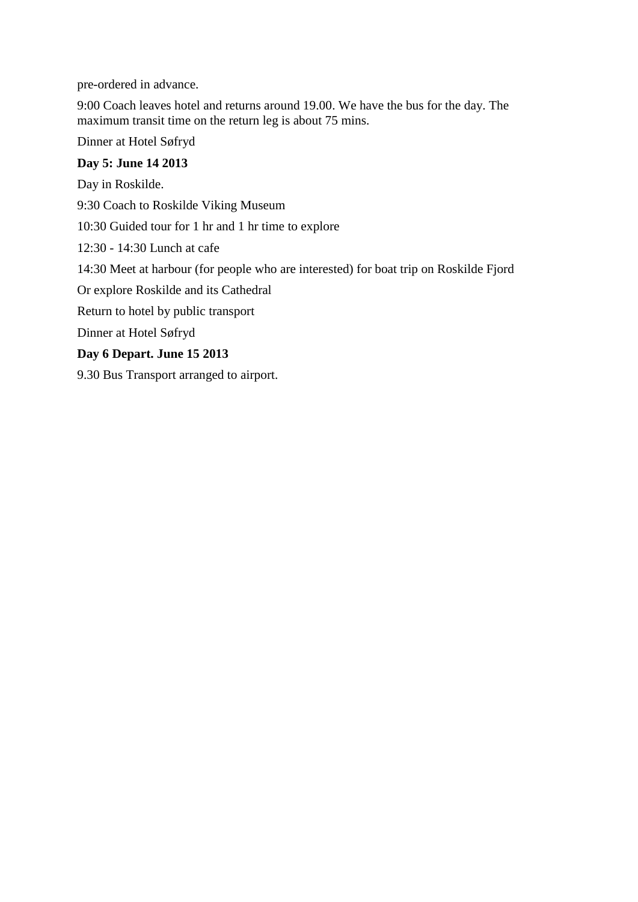pre-ordered in advance.

9:00 Coach leaves hotel and returns around 19.00. We have the bus for the day. The maximum transit time on the return leg is about 75 mins.

Dinner at Hotel Søfryd

**Day 5: June 14 2013**

Day in Roskilde.

9:30 Coach to Roskilde Viking Museum

10:30 Guided tour for 1 hr and 1 hr time to explore

12:30 - 14:30 Lunch at cafe

14:30 Meet at harbour (for people who are interested) for boat trip on Roskilde Fjord

Or explore Roskilde and its Cathedral

Return to hotel by public transport

Dinner at Hotel Søfryd

**Day 6 Depart. June 15 2013**

9.30 Bus Transport arranged to airport.